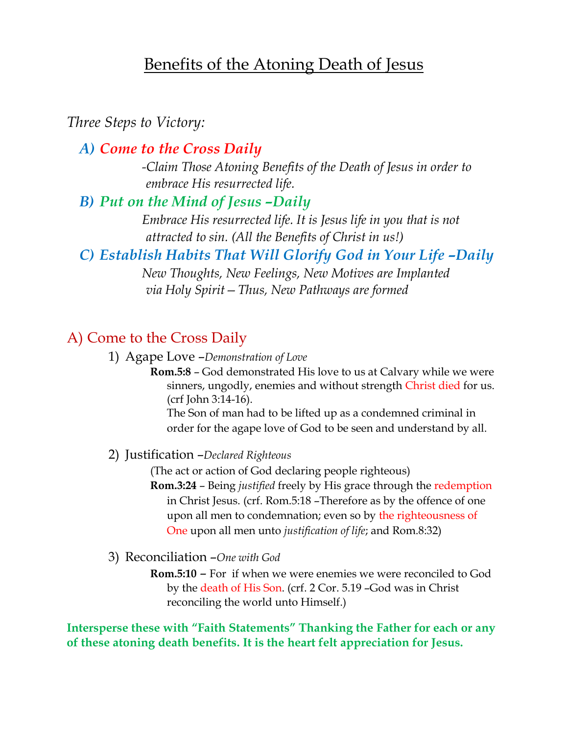# Benefits of the Atoning Death of Jesus

*Three Steps to Victory:*

- ***A) Come to the Cross Daily***

  *-Claim Those Atoning Benefits of the Death of Jesus in order to embrace His resurrected life.*

- ***B) Put on the Mind of Jesus –Daily***

  *Embrace His resurrected life. It is Jesus life in you that is not attracted to sin. (All the Benefits of Christ in us!)*

- ***C) Establish Habits That Will Glorify God in Your Life –Daily***

  *New Thoughts, New Feelings, New Motives are Implanted via Holy Spirit – Thus, New Pathways are formed*

## A) Come to the Cross Daily

1) Agape Love –*Demonstration of Love*

   **Rom.5:8** – God demonstrated His love to us at Calvary while we were sinners, ungodly, enemies and without strength Christ died for us. (crf John 3:14-16).
   The Son of man had to be lifted up as a condemned criminal in order for the agape love of God to be seen and understand by all.

2) Justification –*Declared Righteous*

   (The act or action of God declaring people righteous)
   **Rom.3:24** – Being *justified* freely by His grace through the redemption in Christ Jesus. (crf. Rom.5:18 –Therefore as by the offence of one upon all men to condemnation; even so by the righteousness of One upon all men unto *justification of life*; and Rom.8:32)

3) Reconciliation –*One with God*

   **Rom.5:10 –** For if when we were enemies we were reconciled to God by the death of His Son. (crf. 2 Cor. 5.19 –God was in Christ reconciling the world unto Himself.)

**Intersperse these with "Faith Statements" Thanking the Father for each or any of these atoning death benefits. It is the heart felt appreciation for Jesus.**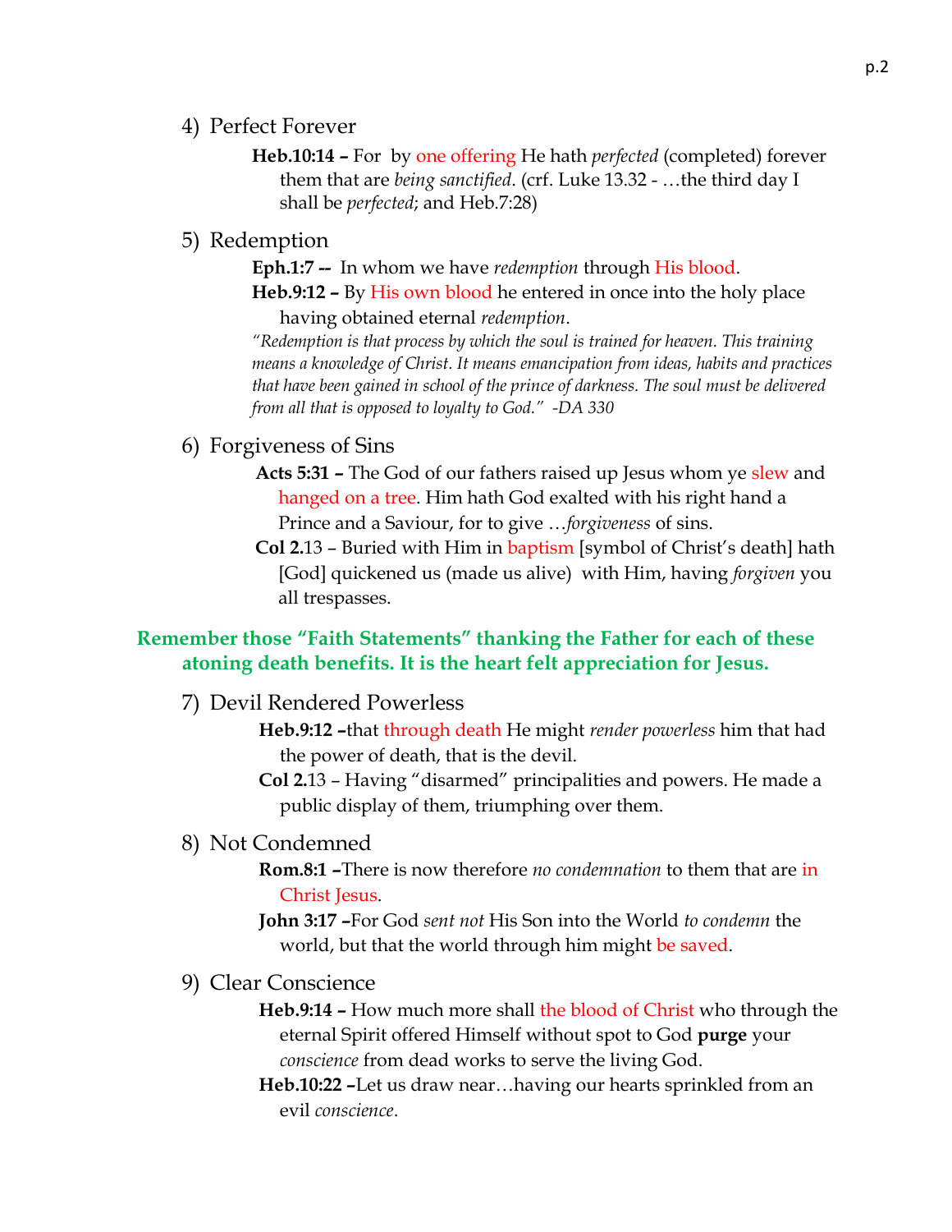4) Perfect Forever

**Heb.10:14 –** For by one offering He hath *perfected* (completed) forever them that are *being sanctified*. (crf. Luke 13.32 - …the third day I shall be *perfected*; and Heb.7:28)

5) Redemption

**Eph.1:7 --** In whom we have *redemption* through His blood.

**Heb.9:12 –** By His own blood he entered in once into the holy place having obtained eternal *redemption*.

*"Redemption is that process by which the soul is trained for heaven. This training means a knowledge of Christ. It means emancipation from ideas, habits and practices that have been gained in school of the prince of darkness. The soul must be delivered from all that is opposed to loyalty to God." -DA 330*

6) Forgiveness of Sins

**Acts 5:31 –** The God of our fathers raised up Jesus whom ye slew and hanged on a tree. Him hath God exalted with his right hand a Prince and a Saviour, for to give …*forgiveness* of sins.

**Col 2.**13 – Buried with Him in baptism [symbol of Christ's death] hath [God] quickened us (made us alive) with Him, having *forgiven* you all trespasses.

**Remember those "Faith Statements" thanking the Father for each of these atoning death benefits. It is the heart felt appreciation for Jesus.**

7) Devil Rendered Powerless

**Heb.9:12 –**that through death He might *render powerless* him that had the power of death, that is the devil.

**Col 2.**13 – Having "disarmed" principalities and powers. He made a public display of them, triumphing over them.

8) Not Condemned

**Rom.8:1 –**There is now therefore *no condemnation* to them that are in Christ Jesus.

**John 3:17 –**For God *sent not* His Son into the World *to condemn* the world, but that the world through him might be saved.

9) Clear Conscience

**Heb.9:14 –** How much more shall the blood of Christ who through the eternal Spirit offered Himself without spot to God **purge** your *conscience* from dead works to serve the living God.

**Heb.10:22 –**Let us draw near…having our hearts sprinkled from an evil *conscience*.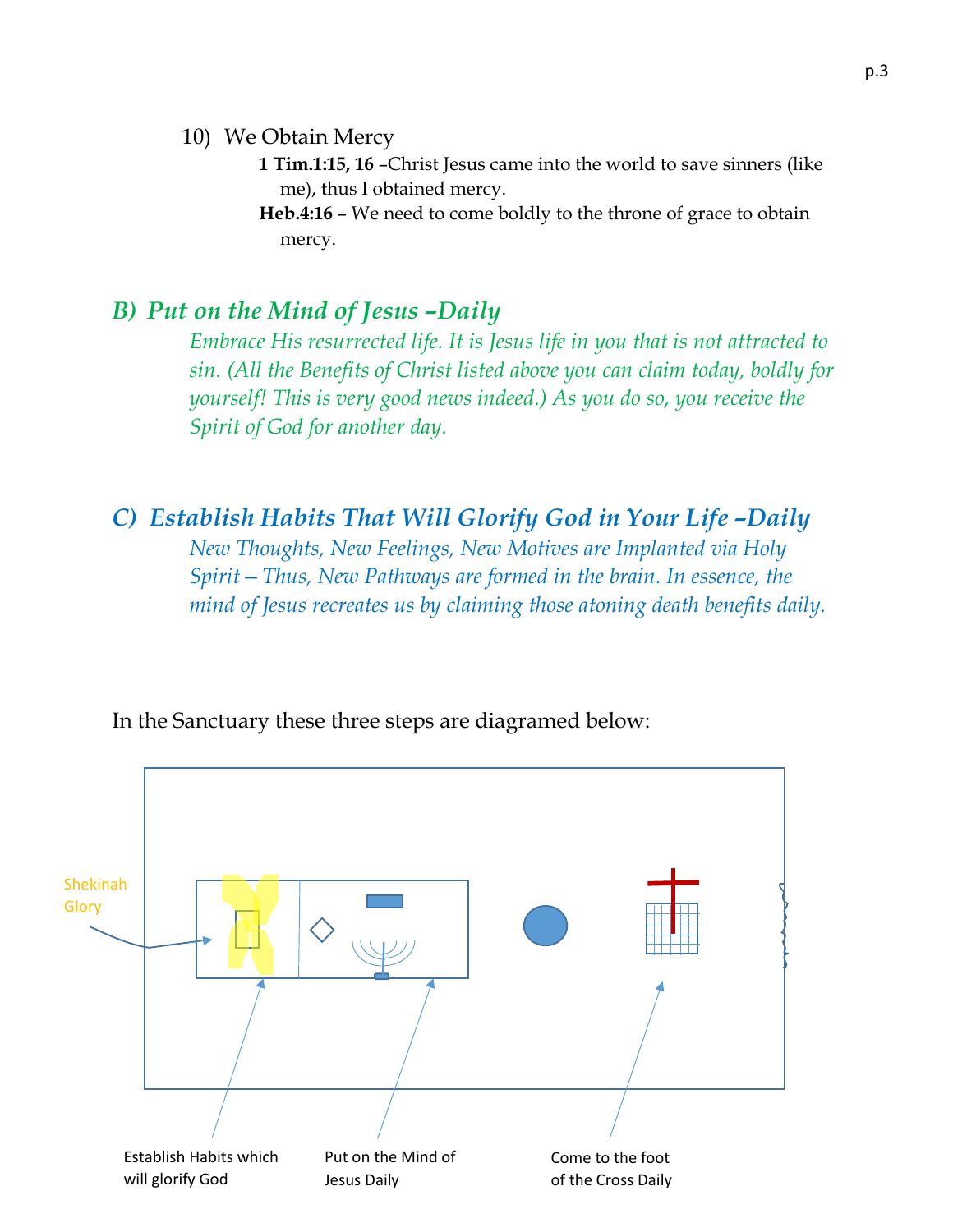10) We Obtain Mercy

**1 Tim.1:15, 16** –Christ Jesus came into the world to save sinners (like me), thus I obtained mercy.

**Heb.4:16** – We need to come boldly to the throne of grace to obtain mercy.

## *B) Put on the Mind of Jesus –Daily*

*Embrace His resurrected life. It is Jesus life in you that is not attracted to sin. (All the Benefits of Christ listed above you can claim today, boldly for yourself! This is very good news indeed.) As you do so, you receive the Spirit of God for another day.*

## *C) Establish Habits That Will Glorify God in Your Life –Daily*

*New Thoughts, New Feelings, New Motives are Implanted via Holy Spirit – Thus, New Pathways are formed in the brain. In essence, the mind of Jesus recreates us by claiming those atoning death benefits daily.*

In the Sanctuary these three steps are diagramed below:

Shekinah Glory

Establish Habits which will glorify God

Put on the Mind of Jesus Daily

Come to the foot of the Cross Daily